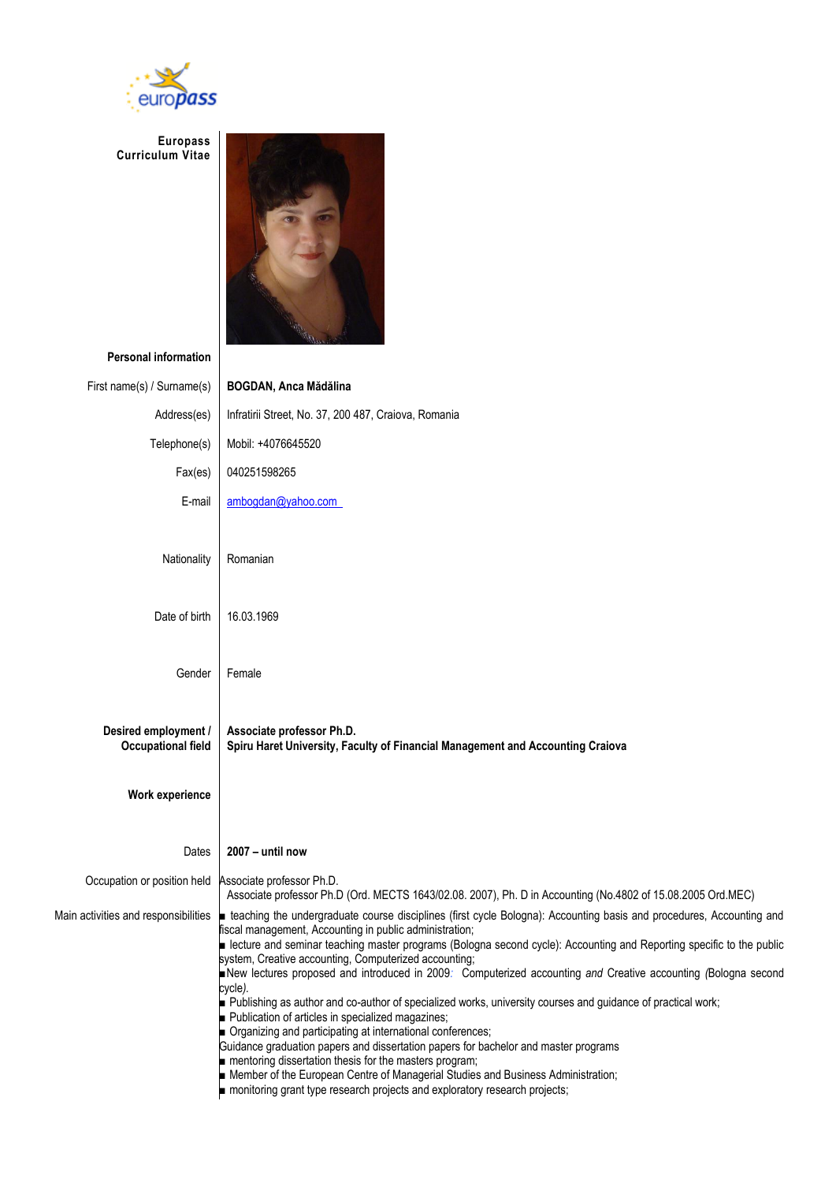europass

**Europass Curriculum Vitae**

**Personal information**

| | |
|---|---|
| First name(s) / Surname(s) | **BOGDAN, Anca Mădălina** |
| Address(es) | Infratirii Street, No. 37, 200 487, Craiova, Romania |
| Telephone(s) | Mobil: +4076645520 |
| Fax(es) | 040251598265 |
| E-mail | ambogdan@yahoo.com |
| Nationality | Romanian |
| Date of birth | 16.03.1969 |
| Gender | Female |

| | |
|---|---|
| **Desired employment / Occupational field** | **Associate professor Ph.D.**<br>**Spiru Haret University, Faculty of Financial Management and Accounting Craiova** |

**Work experience**

| | |
|---|---|
| Dates | **2007 – until now** |
| Occupation or position held | Associate professor Ph.D.<br>Associate professor Ph.D (Ord. MECTS 1643/02.08. 2007), Ph. D in Accounting (No.4802 of 15.08.2005 Ord.MEC) |
| Main activities and responsibilities | ■ teaching the undergraduate course disciplines (first cycle Bologna): Accounting basis and procedures, Accounting and fiscal management, Accounting in public administration;<br>■ lecture and seminar teaching master programs (Bologna second cycle): Accounting and Reporting specific to the public system, Creative accounting, Computerized accounting;<br>■ New lectures proposed and introduced in 2009: Computerized accounting *and* Creative accounting *(*Bologna second cycle*).*<br>■ Publishing as author and co-author of specialized works, university courses and guidance of practical work;<br>■ Publication of articles in specialized magazines;<br>■ Organizing and participating at international conferences;<br>Guidance graduation papers and dissertation papers for bachelor and master programs<br>■ mentoring dissertation thesis for the masters program;<br>■ Member of the European Centre of Managerial Studies and Business Administration;<br>■ monitoring grant type research projects and exploratory research projects; |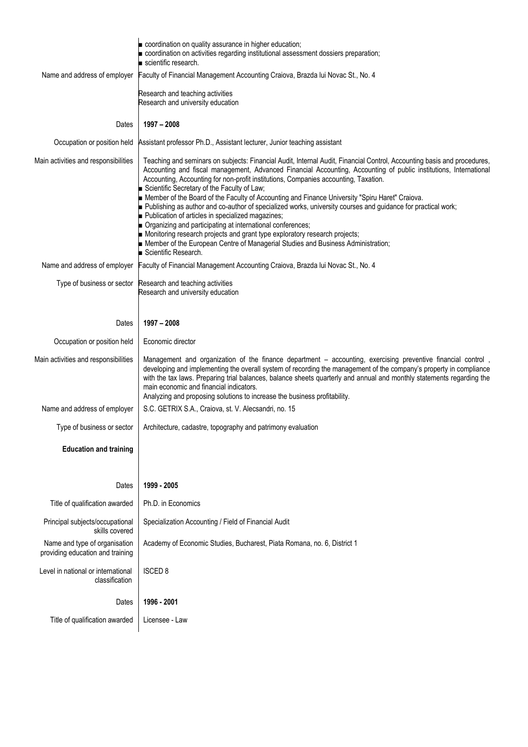- coordination on quality assurance in higher education;
- coordination on activities regarding institutional assessment dossiers preparation;
- scientific research.

| | |
|---|---|
| Name and address of employer | Faculty of Financial Management Accounting Craiova, Brazda lui Novac St., No. 4 |
| | Research and teaching activities<br>Research and university education |
| Dates | **1997 – 2008** |
| Occupation or position held | Assistant professor Ph.D., Assistant lecturer, Junior teaching assistant |
| Main activities and responsibilities | Teaching and seminars on subjects: Financial Audit, Internal Audit, Financial Control, Accounting basis and procedures, Accounting and fiscal management, Advanced Financial Accounting, Accounting of public institutions, International Accounting, Accounting for non-profit institutions, Companies accounting, Taxation.<br>■ Scientific Secretary of the Faculty of Law;<br>■ Member of the Board of the Faculty of Accounting and Finance University "Spiru Haret" Craiova.<br>■ Publishing as author and co-author of specialized works, university courses and guidance for practical work;<br>■ Publication of articles in specialized magazines;<br>■ Organizing and participating at international conferences;<br>■ Monitoring research projects and grant type exploratory research projects;<br>■ Member of the European Centre of Managerial Studies and Business Administration;<br>■ Scientific Research. |
| Name and address of employer | Faculty of Financial Management Accounting Craiova, Brazda lui Novac St., No. 4 |
| Type of business or sector | Research and teaching activities<br>Research and university education |
| Dates | **1997 – 2008** |
| Occupation or position held | Economic director |
| Main activities and responsibilities | Management and organization of the finance department – accounting, exercising preventive financial control , developing and implementing the overall system of recording the management of the company's property in compliance with the tax laws. Preparing trial balances, balance sheets quarterly and annual and monthly statements regarding the main economic and financial indicators.<br>Analyzing and proposing solutions to increase the business profitability. |
| Name and address of employer | S.C. GETRIX S.A., Craiova, st. V. Alecsandri, no. 15 |
| Type of business or sector | Architecture, cadastre, topography and patrimony evaluation |
| **Education and training** | |
| Dates | **1999 - 2005** |
| Title of qualification awarded | Ph.D. in Economics |
| Principal subjects/occupational skills covered | Specialization Accounting / Field of Financial Audit |
| Name and type of organisation providing education and training | Academy of Economic Studies, Bucharest, Piata Romana, no. 6, District 1 |
| Level in national or international classification | ISCED 8 |
| Dates | **1996 - 2001** |
| Title of qualification awarded | Licensee - Law |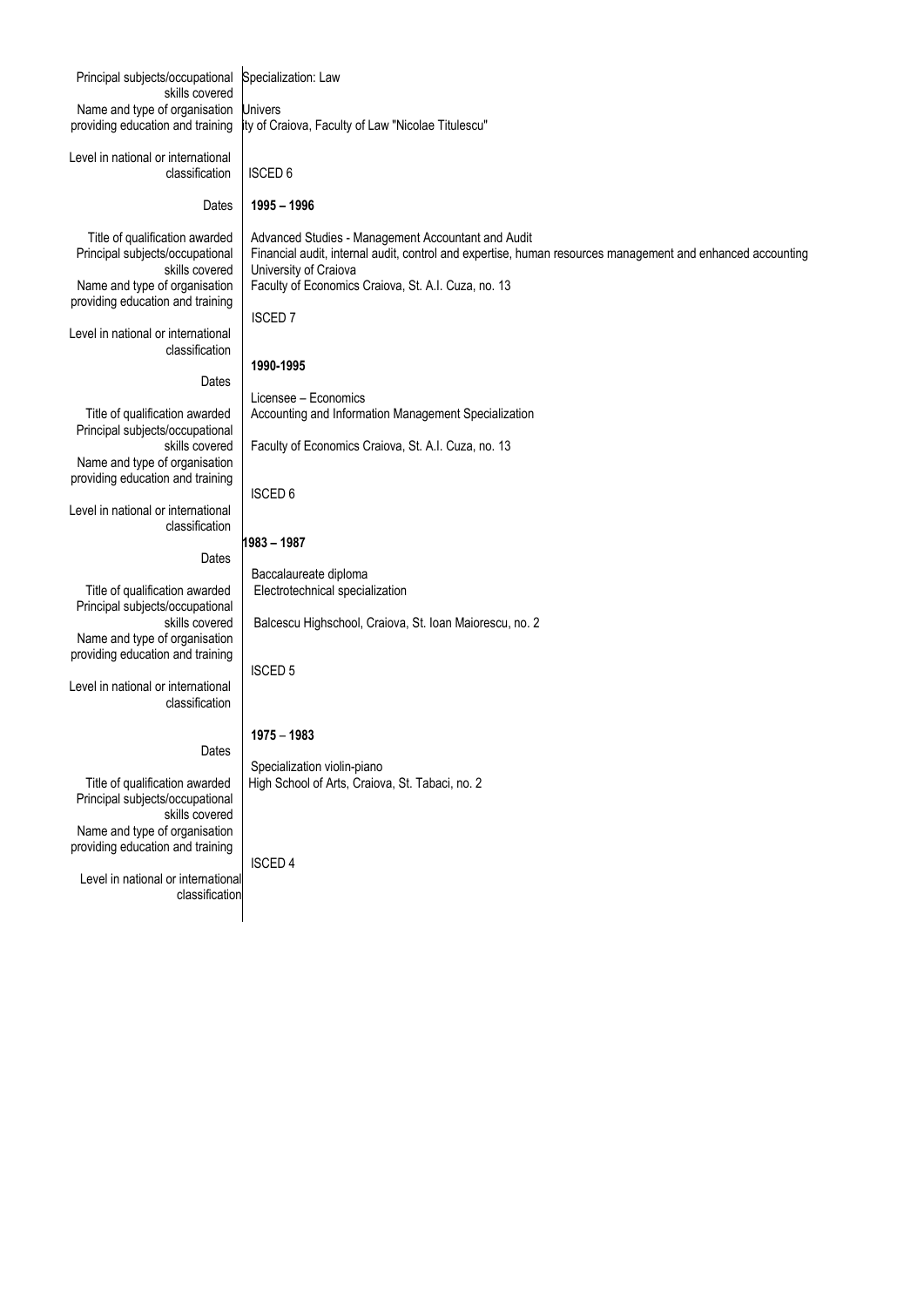| | |
|---|---|
| Principal subjects/occupational skills covered | Specialization: Law |
| Name and type of organisation providing education and training | University of Craiova, Faculty of Law "Nicolae Titulescu" |
| Level in national or international classification | ISCED 6 |
| Dates | **1995 – 1996** |
| Title of qualification awarded | Advanced Studies - Management Accountant and Audit |
| Principal subjects/occupational skills covered | Financial audit, internal audit, control and expertise, human resources management and enhanced accounting |
| Name and type of organisation providing education and training | University of Craiova<br>Faculty of Economics Craiova, St. A.I. Cuza, no. 13 |
| Level in national or international classification | ISCED 7 |
| Dates | **1990-1995** |
| Title of qualification awarded | Licensee – Economics |
| Principal subjects/occupational skills covered | Accounting and Information Management Specialization |
| Name and type of organisation providing education and training | Faculty of Economics Craiova, St. A.I. Cuza, no. 13 |
| Level in national or international classification | ISCED 6 |
| Dates | **1983 – 1987** |
| Title of qualification awarded | Baccalaureate diploma |
| Principal subjects/occupational skills covered | Electrotechnical specialization |
| Name and type of organisation providing education and training | Balcescu Highschool, Craiova, St. Ioan Maiorescu, no. 2 |
| Level in national or international classification | ISCED 5 |
| Dates | **1975 – 1983** |
| Title of qualification awarded | Specialization violin-piano |
| Principal subjects/occupational skills covered | High School of Arts, Craiova, St. Tabaci, no. 2 |
| Name and type of organisation providing education and training | |
| Level in national or international classification | ISCED 4 |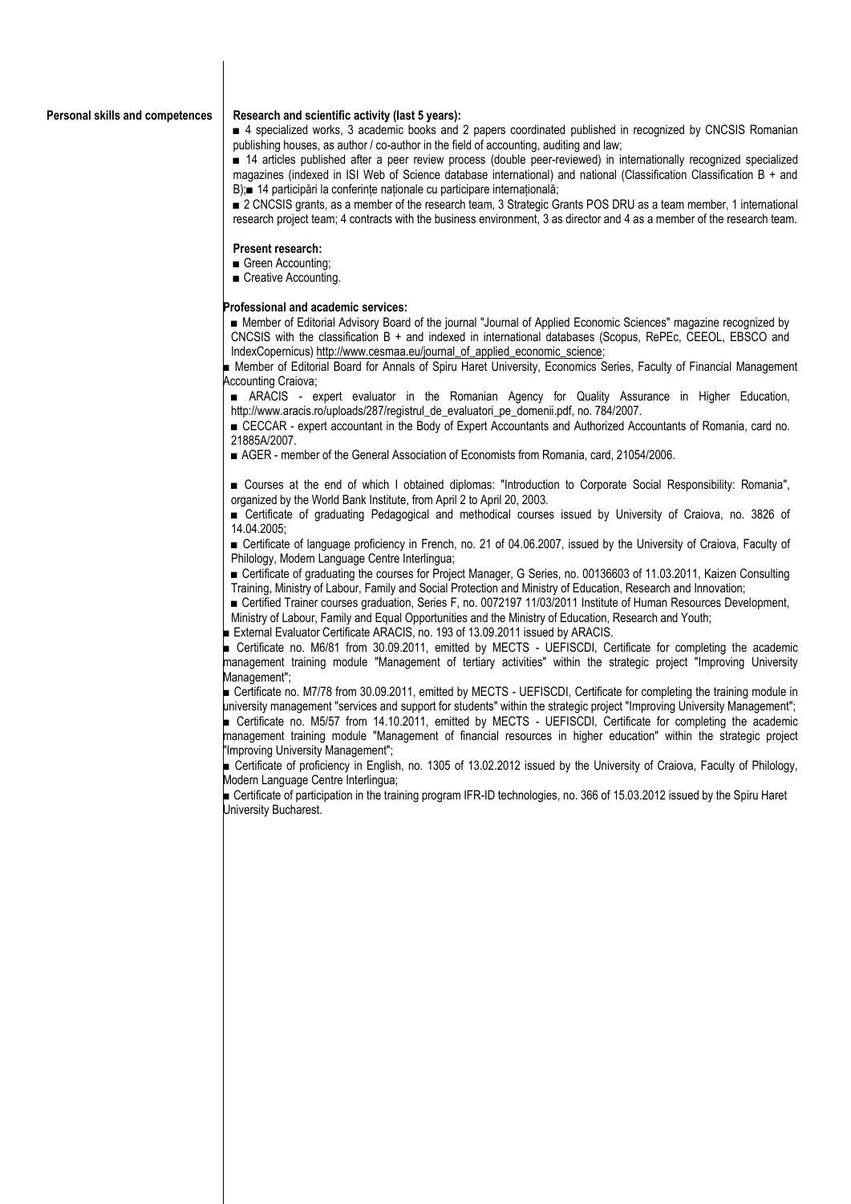**Personal skills and competences**

**Research and scientific activity (last 5 years):**

■ 4 specialized works, 3 academic books and 2 papers coordinated published in recognized by CNCSIS Romanian publishing houses, as author / co-author in the field of accounting, auditing and law;

■ 14 articles published after a peer review process (double peer-reviewed) in internationally recognized specialized magazines (indexed in ISI Web of Science database international) and national (Classification Classification B + and B);■ 14 participări la conferințe naționale cu participare internațională;

■ 2 CNCSIS grants, as a member of the research team, 3 Strategic Grants POS DRU as a team member, 1 international research project team; 4 contracts with the business environment, 3 as director and 4 as a member of the research team.

**Present research:**

■ Green Accounting;

■ Creative Accounting.

**Professional and academic services:**

■ Member of Editorial Advisory Board of the journal "Journal of Applied Economic Sciences" magazine recognized by CNCSIS with the classification B + and indexed in international databases (Scopus, RePEc, CEEOL, EBSCO and IndexCopernicus) http://www.cesmaa.eu/journal_of_applied_economic_science;

■ Member of Editorial Board for Annals of Spiru Haret University, Economics Series, Faculty of Financial Management Accounting Craiova;

■ ARACIS - expert evaluator in the Romanian Agency for Quality Assurance in Higher Education, http://www.aracis.ro/uploads/287/registrul_de_evaluatori_pe_domenii.pdf, no. 784/2007.

■ CECCAR - expert accountant in the Body of Expert Accountants and Authorized Accountants of Romania, card no. 21885A/2007.

■ AGER - member of the General Association of Economists from Romania, card, 21054/2006.

■ Courses at the end of which I obtained diplomas: "Introduction to Corporate Social Responsibility: Romania", organized by the World Bank Institute, from April 2 to April 20, 2003.

■ Certificate of graduating Pedagogical and methodical courses issued by University of Craiova, no. 3826 of 14.04.2005;

■ Certificate of language proficiency in French, no. 21 of 04.06.2007, issued by the University of Craiova, Faculty of Philology, Modern Language Centre Interlingua;

■ Certificate of graduating the courses for Project Manager, G Series, no. 00136603 of 11.03.2011, Kaizen Consulting Training, Ministry of Labour, Family and Social Protection and Ministry of Education, Research and Innovation;

■ Certified Trainer courses graduation, Series F, no. 0072197 11/03/2011 Institute of Human Resources Development, Ministry of Labour, Family and Equal Opportunities and the Ministry of Education, Research and Youth;

■ External Evaluator Certificate ARACIS, no. 193 of 13.09.2011 issued by ARACIS.

■ Certificate no. M6/81 from 30.09.2011, emitted by MECTS - UEFISCDI, Certificate for completing the academic management training module "Management of tertiary activities" within the strategic project "Improving University Management";

■ Certificate no. M7/78 from 30.09.2011, emitted by MECTS - UEFISCDI, Certificate for completing the training module in university management "services and support for students" within the strategic project "Improving University Management";

■ Certificate no. M5/57 from 14.10.2011, emitted by MECTS - UEFISCDI, Certificate for completing the academic management training module "Management of financial resources in higher education" within the strategic project "Improving University Management";

■ Certificate of proficiency in English, no. 1305 of 13.02.2012 issued by the University of Craiova, Faculty of Philology, Modern Language Centre Interlingua;

■ Certificate of participation in the training program IFR-ID technologies, no. 366 of 15.03.2012 issued by the Spiru Haret University Bucharest.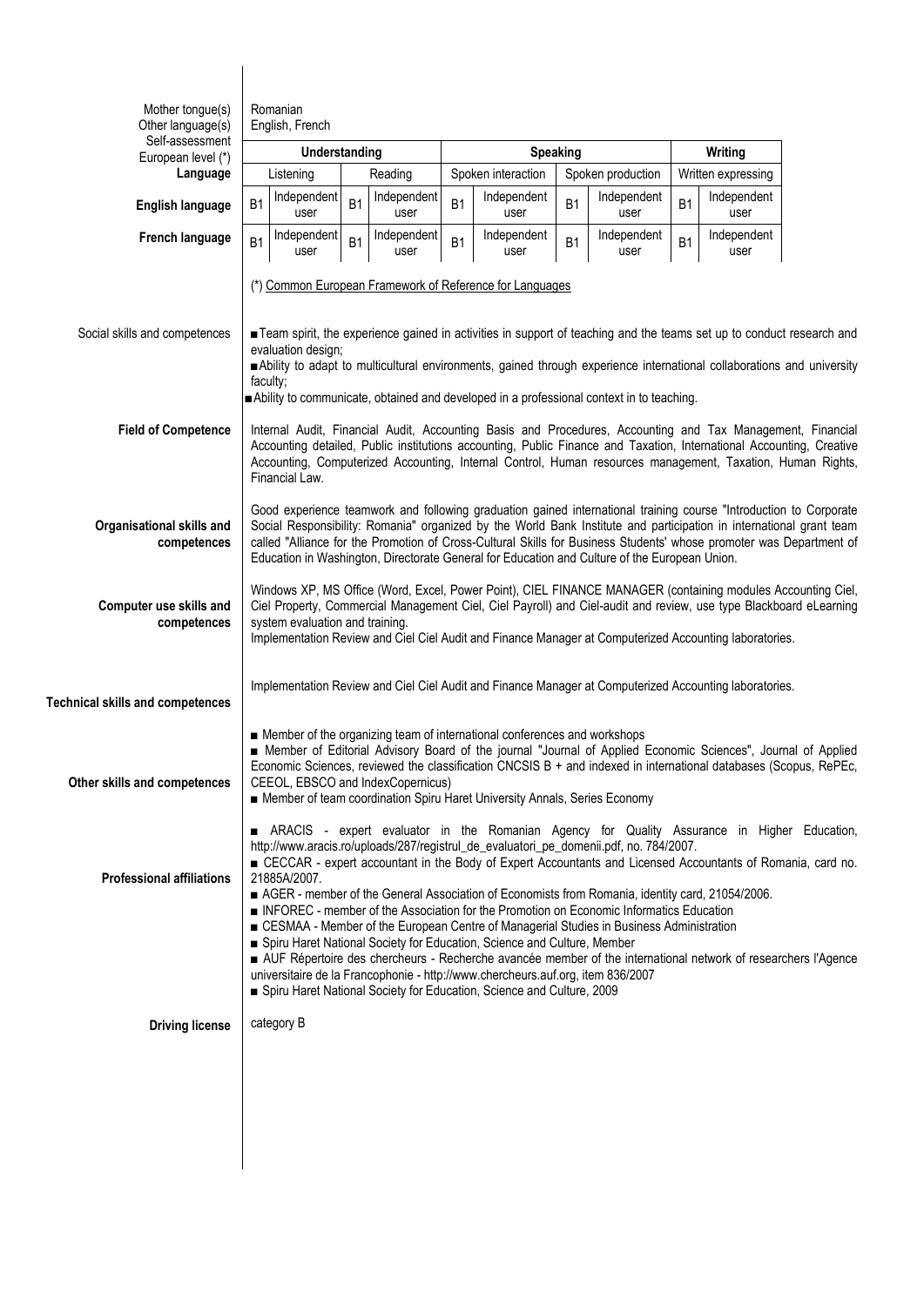Mother tongue(s) Romanian

Other language(s) English, French

Self-assessment European level (*)

| Language | Understanding | | | | Speaking | | | | Writing | |
|---|---|---|---|---|---|---|---|---|---|---|
| | Listening | | Reading | | Spoken interaction | | Spoken production | | Written expressing | |
| **English language** | B1 | Independent user | B1 | Independent user | B1 | Independent user | B1 | Independent user | B1 | Independent user |
| **French language** | B1 | Independent user | B1 | Independent user | B1 | Independent user | B1 | Independent user | B1 | Independent user |

(*) Common European Framework of Reference for Languages

**Social skills and competences**

- Team spirit, the experience gained in activities in support of teaching and the teams set up to conduct research and evaluation design;
- Ability to adapt to multicultural environments, gained through experience international collaborations and university faculty;
- Ability to communicate, obtained and developed in a professional context in to teaching.

**Field of Competence**

Internal Audit, Financial Audit, Accounting Basis and Procedures, Accounting and Tax Management, Financial Accounting detailed, Public institutions accounting, Public Finance and Taxation, International Accounting, Creative Accounting, Computerized Accounting, Internal Control, Human resources management, Taxation, Human Rights, Financial Law.

**Organisational skills and competences**

Good experience teamwork and following graduation gained international training course "Introduction to Corporate Social Responsibility: Romania" organized by the World Bank Institute and participation in international grant team called "Alliance for the Promotion of Cross-Cultural Skills for Business Students' whose promoter was Department of Education in Washington, Directorate General for Education and Culture of the European Union.

**Computer use skills and competences**

Windows XP, MS Office (Word, Excel, Power Point), CIEL FINANCE MANAGER (containing modules Accounting Ciel, Ciel Property, Commercial Management Ciel, Ciel Payroll) and Ciel-audit and review, use type Blackboard eLearning system evaluation and training.

Implementation Review and Ciel Ciel Audit and Finance Manager at Computerized Accounting laboratories.

**Technical skills and competences**

Implementation Review and Ciel Ciel Audit and Finance Manager at Computerized Accounting laboratories.

**Other skills and competences**

- Member of the organizing team of international conferences and workshops
- Member of Editorial Advisory Board of the journal "Journal of Applied Economic Sciences", Journal of Applied Economic Sciences, reviewed the classification CNCSIS B + and indexed in international databases (Scopus, RePEc, CEEOL, EBSCO and IndexCopernicus)
- Member of team coordination Spiru Haret University Annals, Series Economy

**Professional affiliations**

- ARACIS - expert evaluator in the Romanian Agency for Quality Assurance in Higher Education, http://www.aracis.ro/uploads/287/registrul_de_evaluatori_pe_domenii.pdf, no. 784/2007.
- CECCAR - expert accountant in the Body of Expert Accountants and Licensed Accountants of Romania, card no. 21885A/2007.
- AGER - member of the General Association of Economists from Romania, identity card, 21054/2006.
- INFOREC - member of the Association for the Promotion on Economic Informatics Education
- CESMAA - Member of the European Centre of Managerial Studies in Business Administration
- Spiru Haret National Society for Education, Science and Culture, Member
- AUF Répertoire des chercheurs - Recherche avancée member of the international network of researchers l'Agence universitaire de la Francophonie - http://www.chercheurs.auf.org, item 836/2007
- Spiru Haret National Society for Education, Science and Culture, 2009

**Driving license**

category B